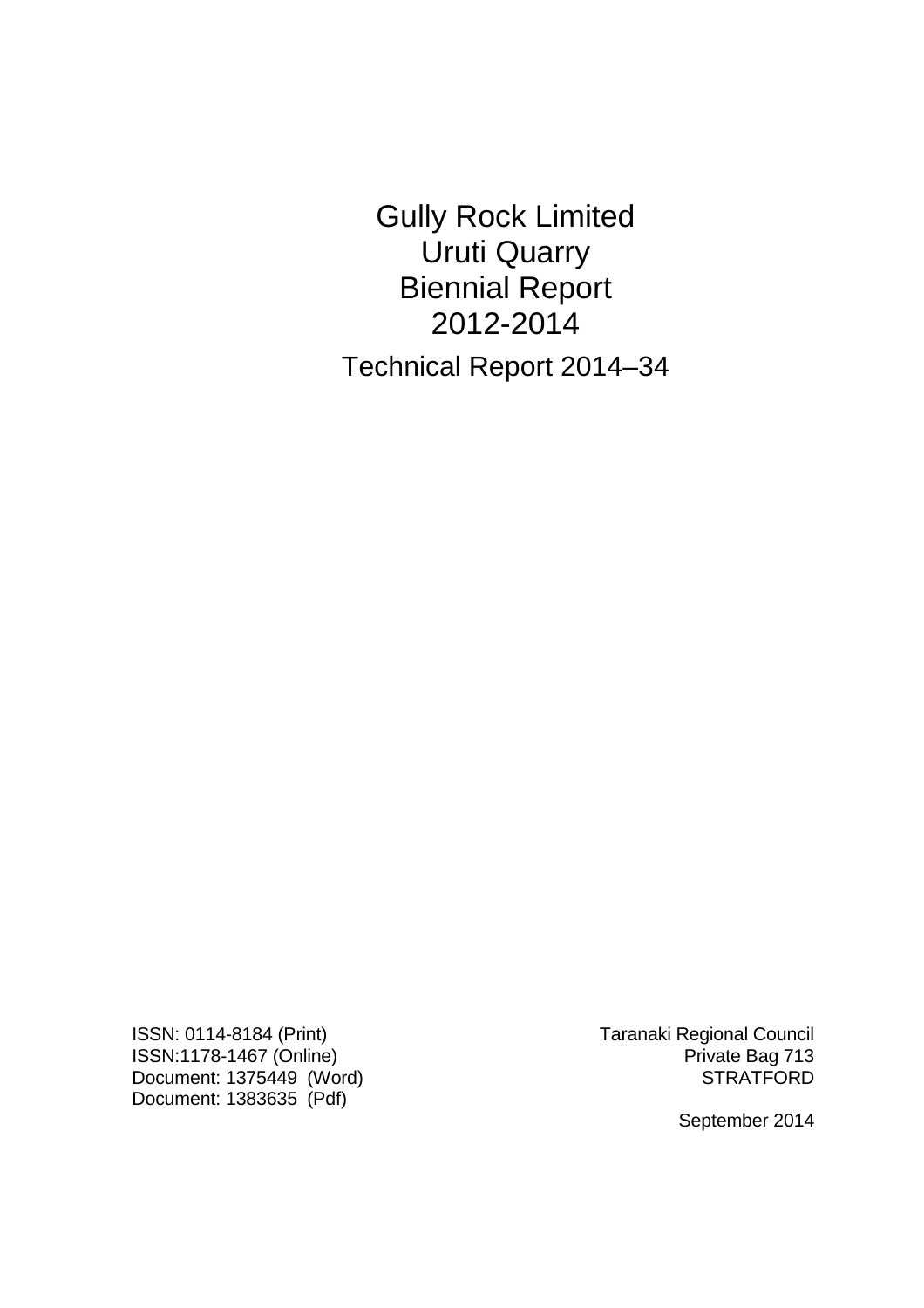# Gully Rock Limited
# Uruti Quarry
# Biennial Report
# 2012-2014

## Technical Report 2014–34

ISSN: 0114-8184 (Print)
ISSN:1178-1467 (Online)
Document: 1375449 (Word)
Document: 1383635 (Pdf)

Taranaki Regional Council
Private Bag 713
STRATFORD

September 2014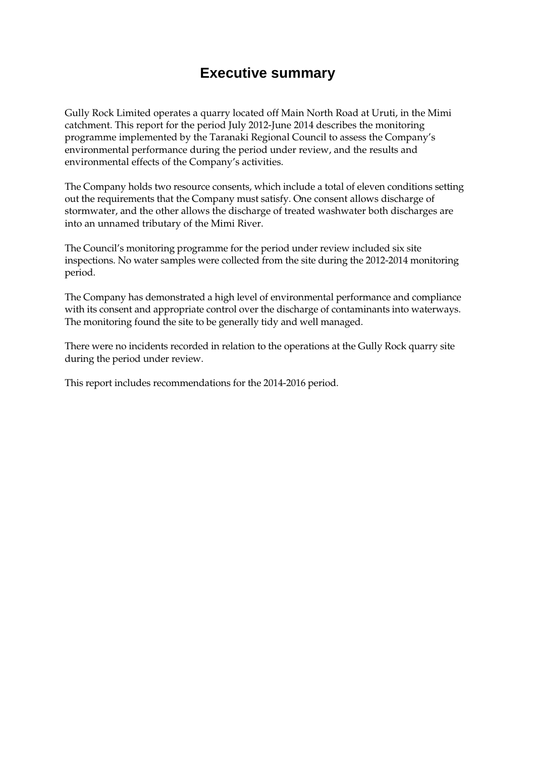# Executive summary

Gully Rock Limited operates a quarry located off Main North Road at Uruti, in the Mimi catchment. This report for the period July 2012-June 2014 describes the monitoring programme implemented by the Taranaki Regional Council to assess the Company's environmental performance during the period under review, and the results and environmental effects of the Company's activities.

The Company holds two resource consents, which include a total of eleven conditions setting out the requirements that the Company must satisfy. One consent allows discharge of stormwater, and the other allows the discharge of treated washwater both discharges are into an unnamed tributary of the Mimi River.

The Council's monitoring programme for the period under review included six site inspections. No water samples were collected from the site during the 2012-2014 monitoring period.

The Company has demonstrated a high level of environmental performance and compliance with its consent and appropriate control over the discharge of contaminants into waterways. The monitoring found the site to be generally tidy and well managed.

There were no incidents recorded in relation to the operations at the Gully Rock quarry site during the period under review.

This report includes recommendations for the 2014-2016 period.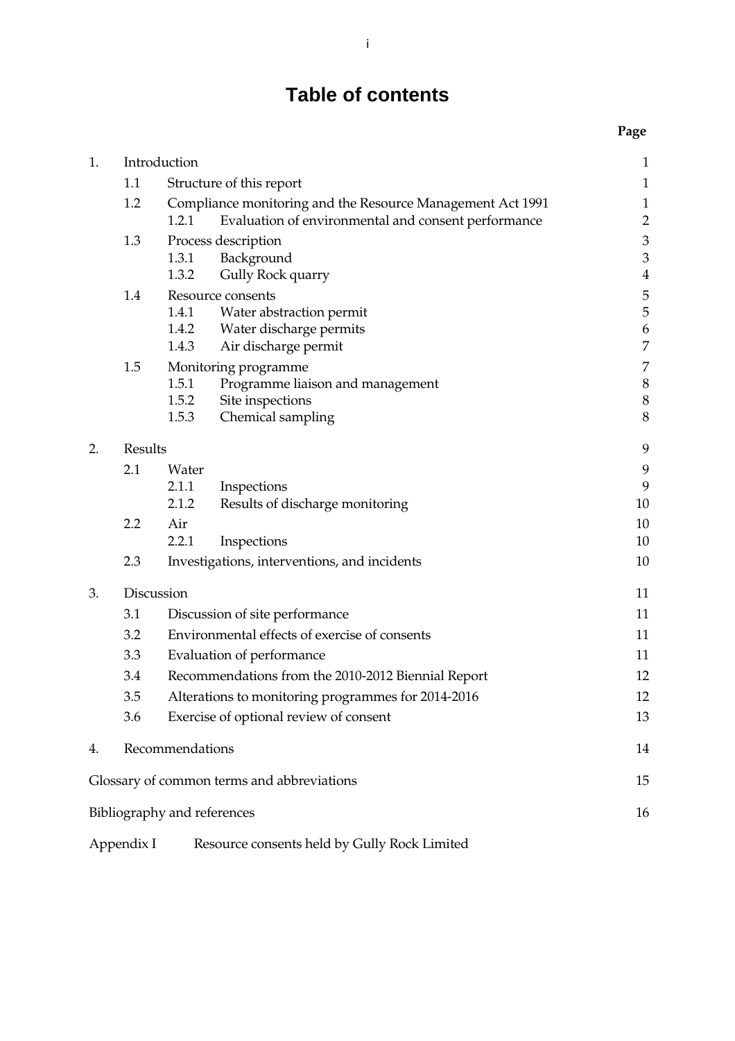# Table of contents

| | | | Page |
|---|---|---|---|
| 1. | Introduction | | 1 |
| | 1.1 | Structure of this report | 1 |
| | 1.2 | Compliance monitoring and the Resource Management Act 1991 | 1 |
| | | 1.2.1 Evaluation of environmental and consent performance | 2 |
| | 1.3 | Process description | 3 |
| | | 1.3.1 Background | 3 |
| | | 1.3.2 Gully Rock quarry | 4 |
| | 1.4 | Resource consents | 5 |
| | | 1.4.1 Water abstraction permit | 5 |
| | | 1.4.2 Water discharge permits | 6 |
| | | 1.4.3 Air discharge permit | 7 |
| | 1.5 | Monitoring programme | 7 |
| | | 1.5.1 Programme liaison and management | 8 |
| | | 1.5.2 Site inspections | 8 |
| | | 1.5.3 Chemical sampling | 8 |
| 2. | Results | | 9 |
| | 2.1 | Water | 9 |
| | | 2.1.1 Inspections | 9 |
| | | 2.1.2 Results of discharge monitoring | 10 |
| | 2.2 | Air | 10 |
| | | 2.2.1 Inspections | 10 |
| | 2.3 | Investigations, interventions, and incidents | 10 |
| 3. | Discussion | | 11 |
| | 3.1 | Discussion of site performance | 11 |
| | 3.2 | Environmental effects of exercise of consents | 11 |
| | 3.3 | Evaluation of performance | 11 |
| | 3.4 | Recommendations from the 2010-2012 Biennial Report | 12 |
| | 3.5 | Alterations to monitoring programmes for 2014-2016 | 12 |
| | 3.6 | Exercise of optional review of consent | 13 |
| 4. | Recommendations | | 14 |
| Glossary of common terms and abbreviations | | | 15 |
| Bibliography and references | | | 16 |
| Appendix I | Resource consents held by Gully Rock Limited | | |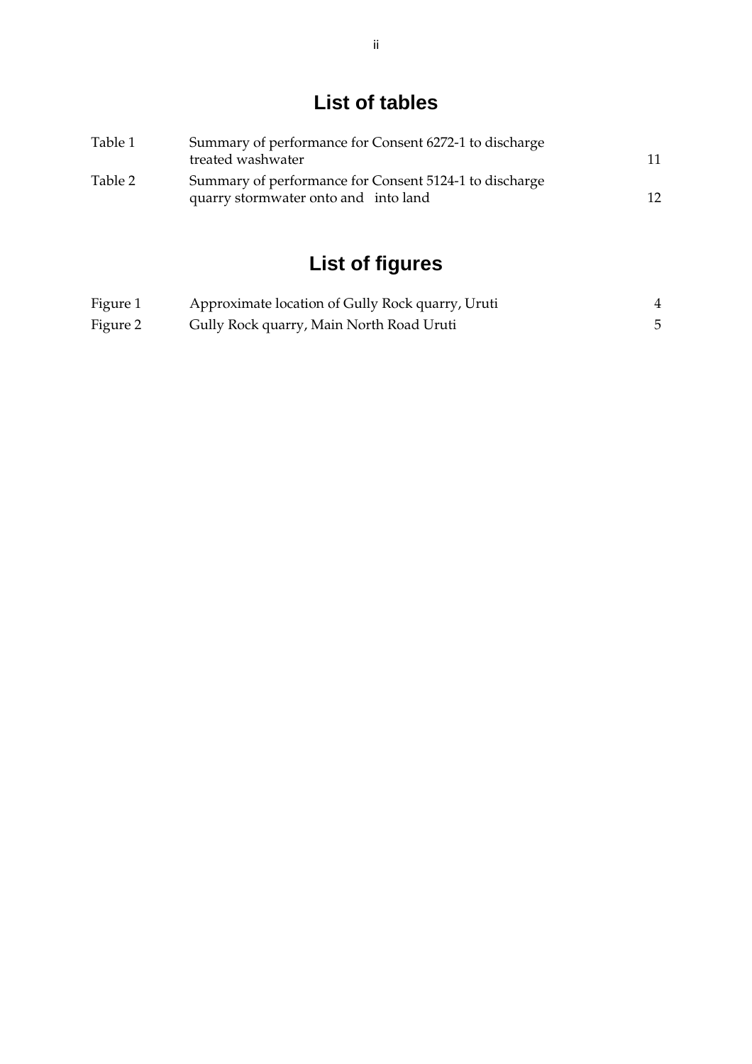# List of tables

| | | |
|---|---|---|
| Table 1 | Summary of performance for Consent 6272-1 to discharge treated washwater | 11 |
| Table 2 | Summary of performance for Consent 5124-1 to discharge quarry stormwater onto and into land | 12 |

# List of figures

| | | |
|---|---|---|
| Figure 1 | Approximate location of Gully Rock quarry, Uruti | 4 |
| Figure 2 | Gully Rock quarry, Main North Road Uruti | 5 |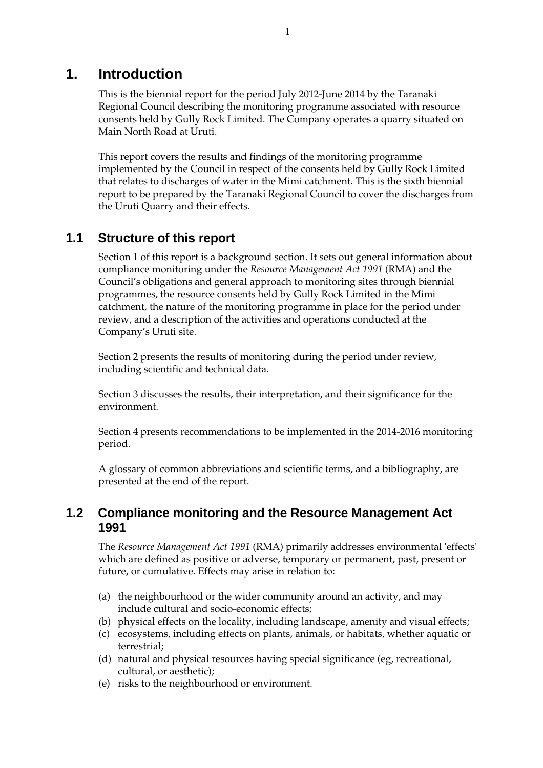# 1. Introduction

This is the biennial report for the period July 2012-June 2014 by the Taranaki Regional Council describing the monitoring programme associated with resource consents held by Gully Rock Limited. The Company operates a quarry situated on Main North Road at Uruti.

This report covers the results and findings of the monitoring programme implemented by the Council in respect of the consents held by Gully Rock Limited that relates to discharges of water in the Mimi catchment. This is the sixth biennial report to be prepared by the Taranaki Regional Council to cover the discharges from the Uruti Quarry and their effects.

## 1.1 Structure of this report

Section 1 of this report is a background section. It sets out general information about compliance monitoring under the *Resource Management Act 1991* (RMA) and the Council's obligations and general approach to monitoring sites through biennial programmes, the resource consents held by Gully Rock Limited in the Mimi catchment, the nature of the monitoring programme in place for the period under review, and a description of the activities and operations conducted at the Company's Uruti site.

Section 2 presents the results of monitoring during the period under review, including scientific and technical data.

Section 3 discusses the results, their interpretation, and their significance for the environment.

Section 4 presents recommendations to be implemented in the 2014-2016 monitoring period.

A glossary of common abbreviations and scientific terms, and a bibliography, are presented at the end of the report.

## 1.2 Compliance monitoring and the Resource Management Act 1991

The *Resource Management Act 1991* (RMA) primarily addresses environmental 'effects' which are defined as positive or adverse, temporary or permanent, past, present or future, or cumulative. Effects may arise in relation to:

(a) the neighbourhood or the wider community around an activity, and may include cultural and socio-economic effects;
(b) physical effects on the locality, including landscape, amenity and visual effects;
(c) ecosystems, including effects on plants, animals, or habitats, whether aquatic or terrestrial;
(d) natural and physical resources having special significance (eg, recreational, cultural, or aesthetic);
(e) risks to the neighbourhood or environment.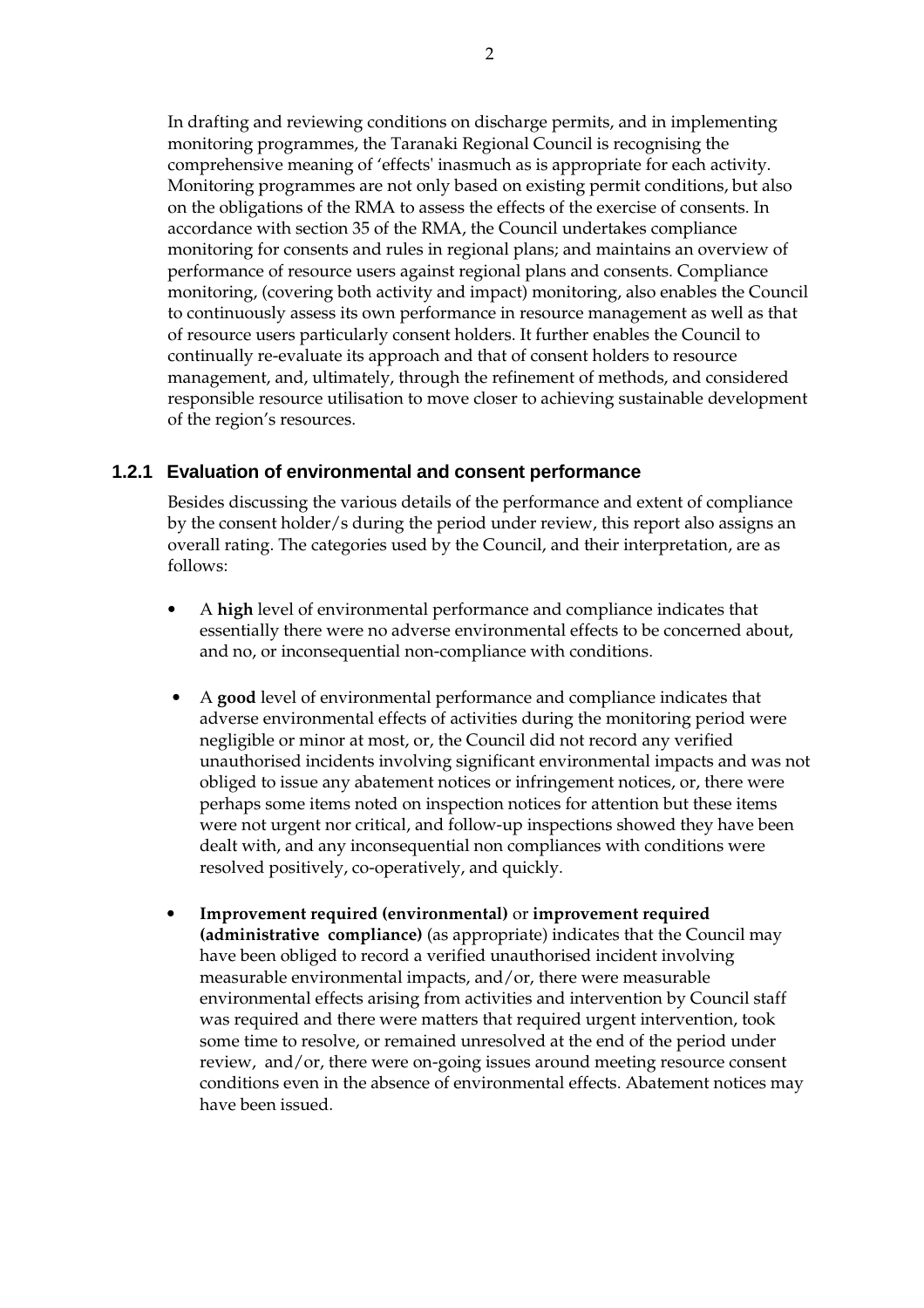In drafting and reviewing conditions on discharge permits, and in implementing monitoring programmes, the Taranaki Regional Council is recognising the comprehensive meaning of 'effects' inasmuch as is appropriate for each activity. Monitoring programmes are not only based on existing permit conditions, but also on the obligations of the RMA to assess the effects of the exercise of consents. In accordance with section 35 of the RMA, the Council undertakes compliance monitoring for consents and rules in regional plans; and maintains an overview of performance of resource users against regional plans and consents. Compliance monitoring, (covering both activity and impact) monitoring, also enables the Council to continuously assess its own performance in resource management as well as that of resource users particularly consent holders. It further enables the Council to continually re-evaluate its approach and that of consent holders to resource management, and, ultimately, through the refinement of methods, and considered responsible resource utilisation to move closer to achieving sustainable development of the region's resources.

### 1.2.1 Evaluation of environmental and consent performance

Besides discussing the various details of the performance and extent of compliance by the consent holder/s during the period under review, this report also assigns an overall rating. The categories used by the Council, and their interpretation, are as follows:

- A **high** level of environmental performance and compliance indicates that essentially there were no adverse environmental effects to be concerned about, and no, or inconsequential non-compliance with conditions.
- A **good** level of environmental performance and compliance indicates that adverse environmental effects of activities during the monitoring period were negligible or minor at most, or, the Council did not record any verified unauthorised incidents involving significant environmental impacts and was not obliged to issue any abatement notices or infringement notices, or, there were perhaps some items noted on inspection notices for attention but these items were not urgent nor critical, and follow-up inspections showed they have been dealt with, and any inconsequential non compliances with conditions were resolved positively, co-operatively, and quickly.
- **Improvement required (environmental)** or **improvement required (administrative compliance)** (as appropriate) indicates that the Council may have been obliged to record a verified unauthorised incident involving measurable environmental impacts, and/or, there were measurable environmental effects arising from activities and intervention by Council staff was required and there were matters that required urgent intervention, took some time to resolve, or remained unresolved at the end of the period under review, and/or, there were on-going issues around meeting resource consent conditions even in the absence of environmental effects. Abatement notices may have been issued.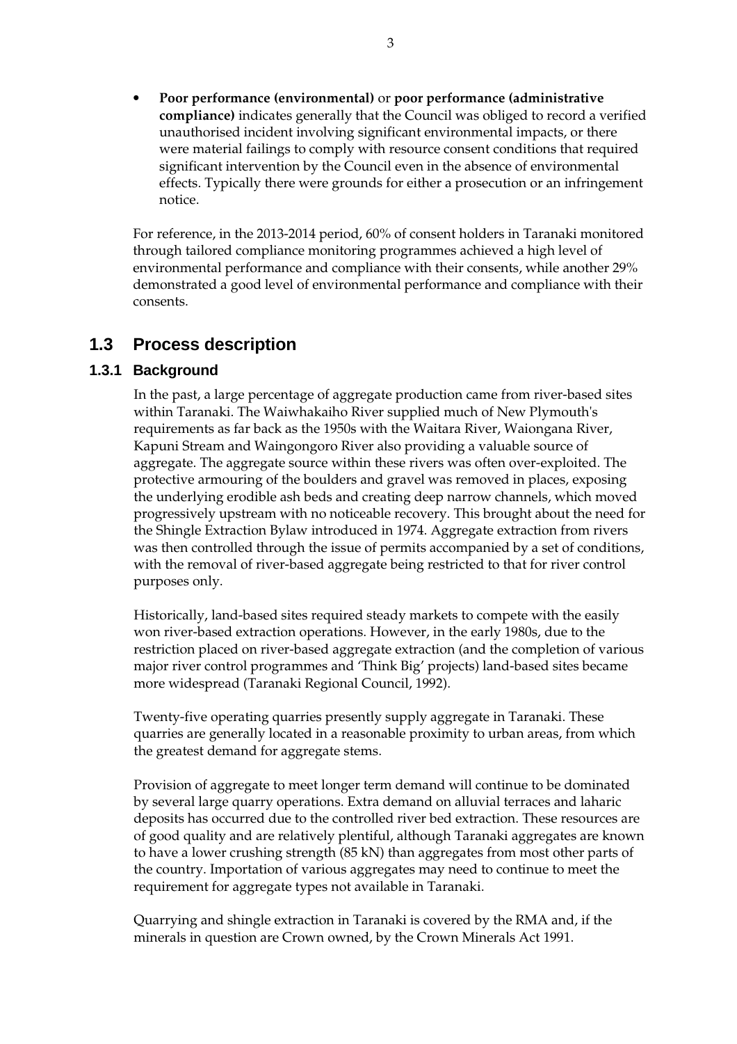- **Poor performance (environmental)** or **poor performance (administrative compliance)** indicates generally that the Council was obliged to record a verified unauthorised incident involving significant environmental impacts, or there were material failings to comply with resource consent conditions that required significant intervention by the Council even in the absence of environmental effects. Typically there were grounds for either a prosecution or an infringement notice.

For reference, in the 2013-2014 period, 60% of consent holders in Taranaki monitored through tailored compliance monitoring programmes achieved a high level of environmental performance and compliance with their consents, while another 29% demonstrated a good level of environmental performance and compliance with their consents.

## 1.3 Process description

### 1.3.1 Background

In the past, a large percentage of aggregate production came from river-based sites within Taranaki. The Waiwhakaiho River supplied much of New Plymouth's requirements as far back as the 1950s with the Waitara River, Waiongana River, Kapuni Stream and Waingongoro River also providing a valuable source of aggregate. The aggregate source within these rivers was often over-exploited. The protective armouring of the boulders and gravel was removed in places, exposing the underlying erodible ash beds and creating deep narrow channels, which moved progressively upstream with no noticeable recovery. This brought about the need for the Shingle Extraction Bylaw introduced in 1974. Aggregate extraction from rivers was then controlled through the issue of permits accompanied by a set of conditions, with the removal of river-based aggregate being restricted to that for river control purposes only.

Historically, land-based sites required steady markets to compete with the easily won river-based extraction operations. However, in the early 1980s, due to the restriction placed on river-based aggregate extraction (and the completion of various major river control programmes and 'Think Big' projects) land-based sites became more widespread (Taranaki Regional Council, 1992).

Twenty-five operating quarries presently supply aggregate in Taranaki. These quarries are generally located in a reasonable proximity to urban areas, from which the greatest demand for aggregate stems.

Provision of aggregate to meet longer term demand will continue to be dominated by several large quarry operations. Extra demand on alluvial terraces and laharic deposits has occurred due to the controlled river bed extraction. These resources are of good quality and are relatively plentiful, although Taranaki aggregates are known to have a lower crushing strength (85 kN) than aggregates from most other parts of the country. Importation of various aggregates may need to continue to meet the requirement for aggregate types not available in Taranaki.

Quarrying and shingle extraction in Taranaki is covered by the RMA and, if the minerals in question are Crown owned, by the Crown Minerals Act 1991.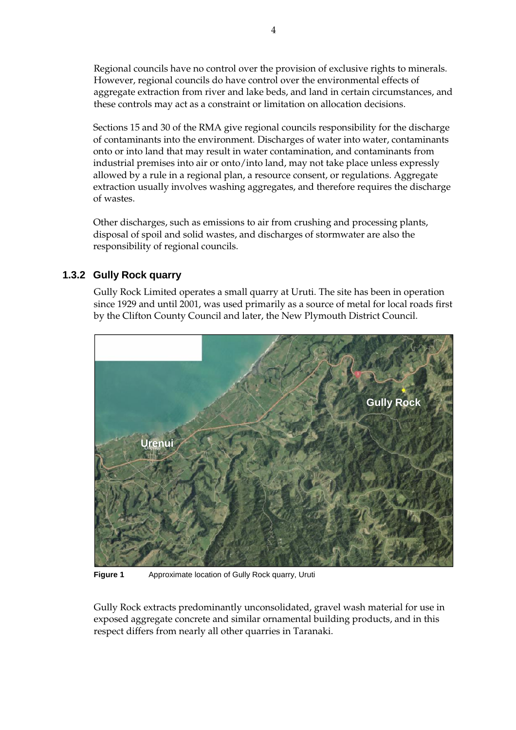Regional councils have no control over the provision of exclusive rights to minerals. However, regional councils do have control over the environmental effects of aggregate extraction from river and lake beds, and land in certain circumstances, and these controls may act as a constraint or limitation on allocation decisions.

Sections 15 and 30 of the RMA give regional councils responsibility for the discharge of contaminants into the environment. Discharges of water into water, contaminants onto or into land that may result in water contamination, and contaminants from industrial premises into air or onto/into land, may not take place unless expressly allowed by a rule in a regional plan, a resource consent, or regulations. Aggregate extraction usually involves washing aggregates, and therefore requires the discharge of wastes.

Other discharges, such as emissions to air from crushing and processing plants, disposal of spoil and solid wastes, and discharges of stormwater are also the responsibility of regional councils.

### 1.3.2 Gully Rock quarry

Gully Rock Limited operates a small quarry at Uruti. The site has been in operation since 1929 and until 2001, was used primarily as a source of metal for local roads first by the Clifton County Council and later, the New Plymouth District Council.

**Figure 1** Approximate location of Gully Rock quarry, Uruti

Gully Rock extracts predominantly unconsolidated, gravel wash material for use in exposed aggregate concrete and similar ornamental building products, and in this respect differs from nearly all other quarries in Taranaki.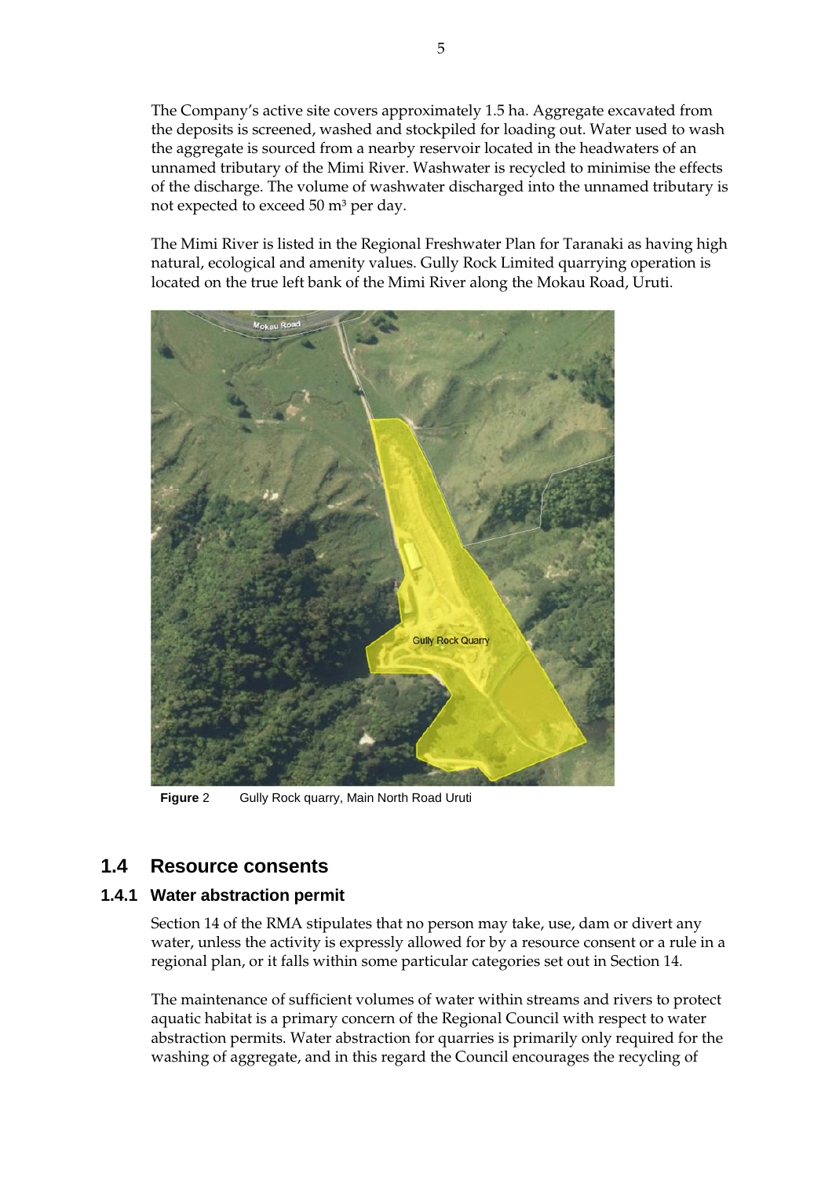The Company's active site covers approximately 1.5 ha. Aggregate excavated from the deposits is screened, washed and stockpiled for loading out. Water used to wash the aggregate is sourced from a nearby reservoir located in the headwaters of an unnamed tributary of the Mimi River. Washwater is recycled to minimise the effects of the discharge. The volume of washwater discharged into the unnamed tributary is not expected to exceed 50 $m^3$ per day.

The Mimi River is listed in the Regional Freshwater Plan for Taranaki as having high natural, ecological and amenity values. Gully Rock Limited quarrying operation is located on the true left bank of the Mimi River along the Mokau Road, Uruti.

**Figure** 2 Gully Rock quarry, Main North Road Uruti

## 1.4 Resource consents

### 1.4.1 Water abstraction permit

Section 14 of the RMA stipulates that no person may take, use, dam or divert any water, unless the activity is expressly allowed for by a resource consent or a rule in a regional plan, or it falls within some particular categories set out in Section 14.

The maintenance of sufficient volumes of water within streams and rivers to protect aquatic habitat is a primary concern of the Regional Council with respect to water abstraction permits. Water abstraction for quarries is primarily only required for the washing of aggregate, and in this regard the Council encourages the recycling of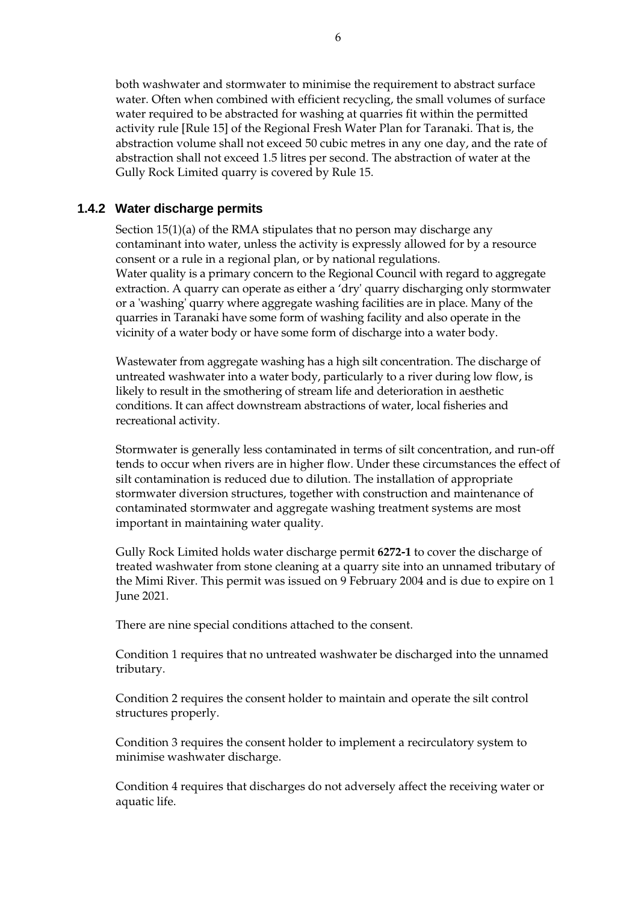both washwater and stormwater to minimise the requirement to abstract surface water. Often when combined with efficient recycling, the small volumes of surface water required to be abstracted for washing at quarries fit within the permitted activity rule [Rule 15] of the Regional Fresh Water Plan for Taranaki. That is, the abstraction volume shall not exceed 50 cubic metres in any one day, and the rate of abstraction shall not exceed 1.5 litres per second. The abstraction of water at the Gully Rock Limited quarry is covered by Rule 15.

### 1.4.2 Water discharge permits

Section 15(1)(a) of the RMA stipulates that no person may discharge any contaminant into water, unless the activity is expressly allowed for by a resource consent or a rule in a regional plan, or by national regulations.
Water quality is a primary concern to the Regional Council with regard to aggregate extraction. A quarry can operate as either a 'dry' quarry discharging only stormwater or a 'washing' quarry where aggregate washing facilities are in place. Many of the quarries in Taranaki have some form of washing facility and also operate in the vicinity of a water body or have some form of discharge into a water body.

Wastewater from aggregate washing has a high silt concentration. The discharge of untreated washwater into a water body, particularly to a river during low flow, is likely to result in the smothering of stream life and deterioration in aesthetic conditions. It can affect downstream abstractions of water, local fisheries and recreational activity.

Stormwater is generally less contaminated in terms of silt concentration, and run-off tends to occur when rivers are in higher flow. Under these circumstances the effect of silt contamination is reduced due to dilution. The installation of appropriate stormwater diversion structures, together with construction and maintenance of contaminated stormwater and aggregate washing treatment systems are most important in maintaining water quality.

Gully Rock Limited holds water discharge permit **6272-1** to cover the discharge of treated washwater from stone cleaning at a quarry site into an unnamed tributary of the Mimi River. This permit was issued on 9 February 2004 and is due to expire on 1 June 2021.

There are nine special conditions attached to the consent.

Condition 1 requires that no untreated washwater be discharged into the unnamed tributary.

Condition 2 requires the consent holder to maintain and operate the silt control structures properly.

Condition 3 requires the consent holder to implement a recirculatory system to minimise washwater discharge.

Condition 4 requires that discharges do not adversely affect the receiving water or aquatic life.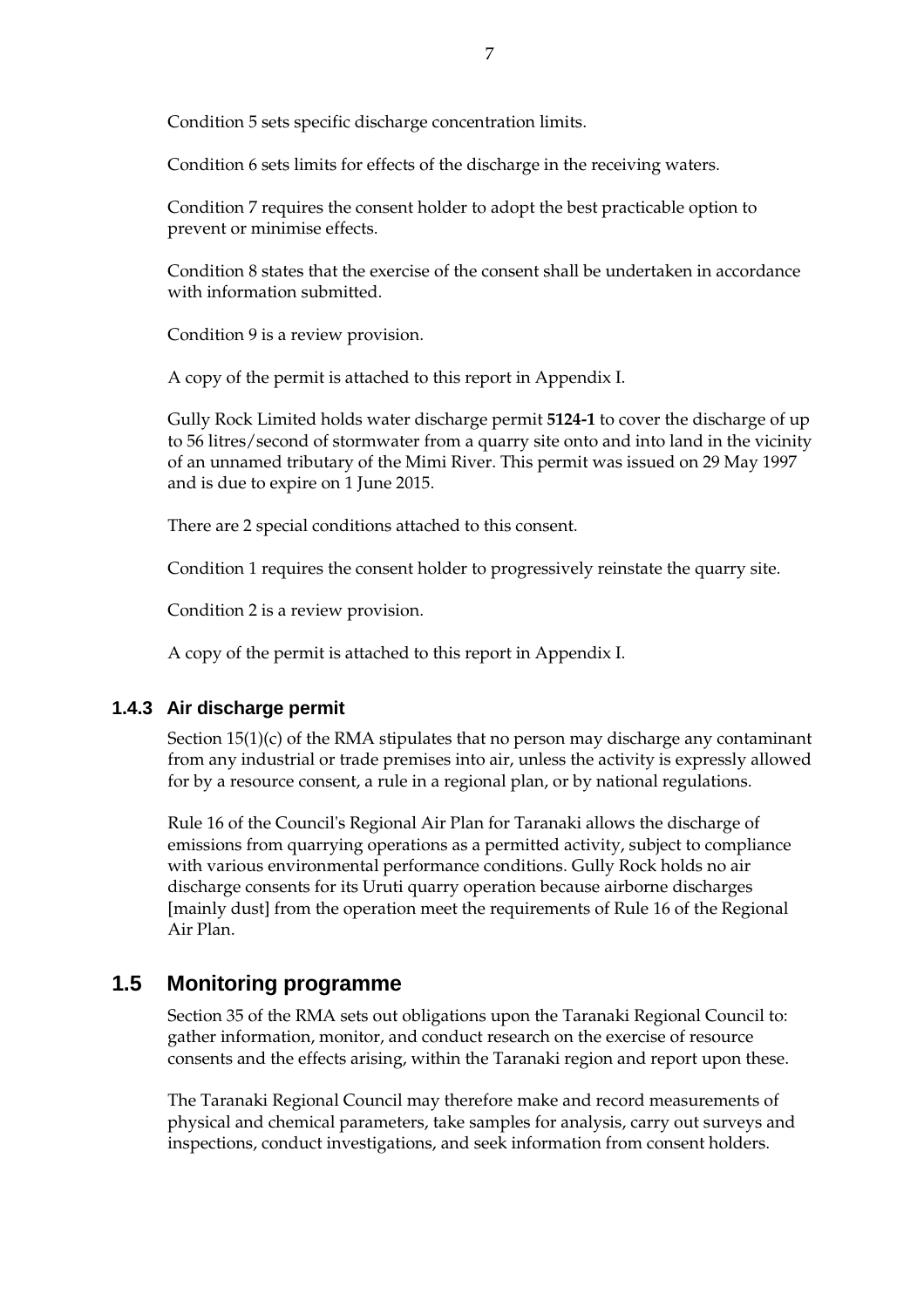Condition 5 sets specific discharge concentration limits.

Condition 6 sets limits for effects of the discharge in the receiving waters.

Condition 7 requires the consent holder to adopt the best practicable option to prevent or minimise effects.

Condition 8 states that the exercise of the consent shall be undertaken in accordance with information submitted.

Condition 9 is a review provision.

A copy of the permit is attached to this report in Appendix I.

Gully Rock Limited holds water discharge permit **5124-1** to cover the discharge of up to 56 litres/second of stormwater from a quarry site onto and into land in the vicinity of an unnamed tributary of the Mimi River. This permit was issued on 29 May 1997 and is due to expire on 1 June 2015.

There are 2 special conditions attached to this consent.

Condition 1 requires the consent holder to progressively reinstate the quarry site.

Condition 2 is a review provision.

A copy of the permit is attached to this report in Appendix I.

### 1.4.3 Air discharge permit

Section 15(1)(c) of the RMA stipulates that no person may discharge any contaminant from any industrial or trade premises into air, unless the activity is expressly allowed for by a resource consent, a rule in a regional plan, or by national regulations.

Rule 16 of the Council's Regional Air Plan for Taranaki allows the discharge of emissions from quarrying operations as a permitted activity, subject to compliance with various environmental performance conditions. Gully Rock holds no air discharge consents for its Uruti quarry operation because airborne discharges [mainly dust] from the operation meet the requirements of Rule 16 of the Regional Air Plan.

## 1.5 Monitoring programme

Section 35 of the RMA sets out obligations upon the Taranaki Regional Council to: gather information, monitor, and conduct research on the exercise of resource consents and the effects arising, within the Taranaki region and report upon these.

The Taranaki Regional Council may therefore make and record measurements of physical and chemical parameters, take samples for analysis, carry out surveys and inspections, conduct investigations, and seek information from consent holders.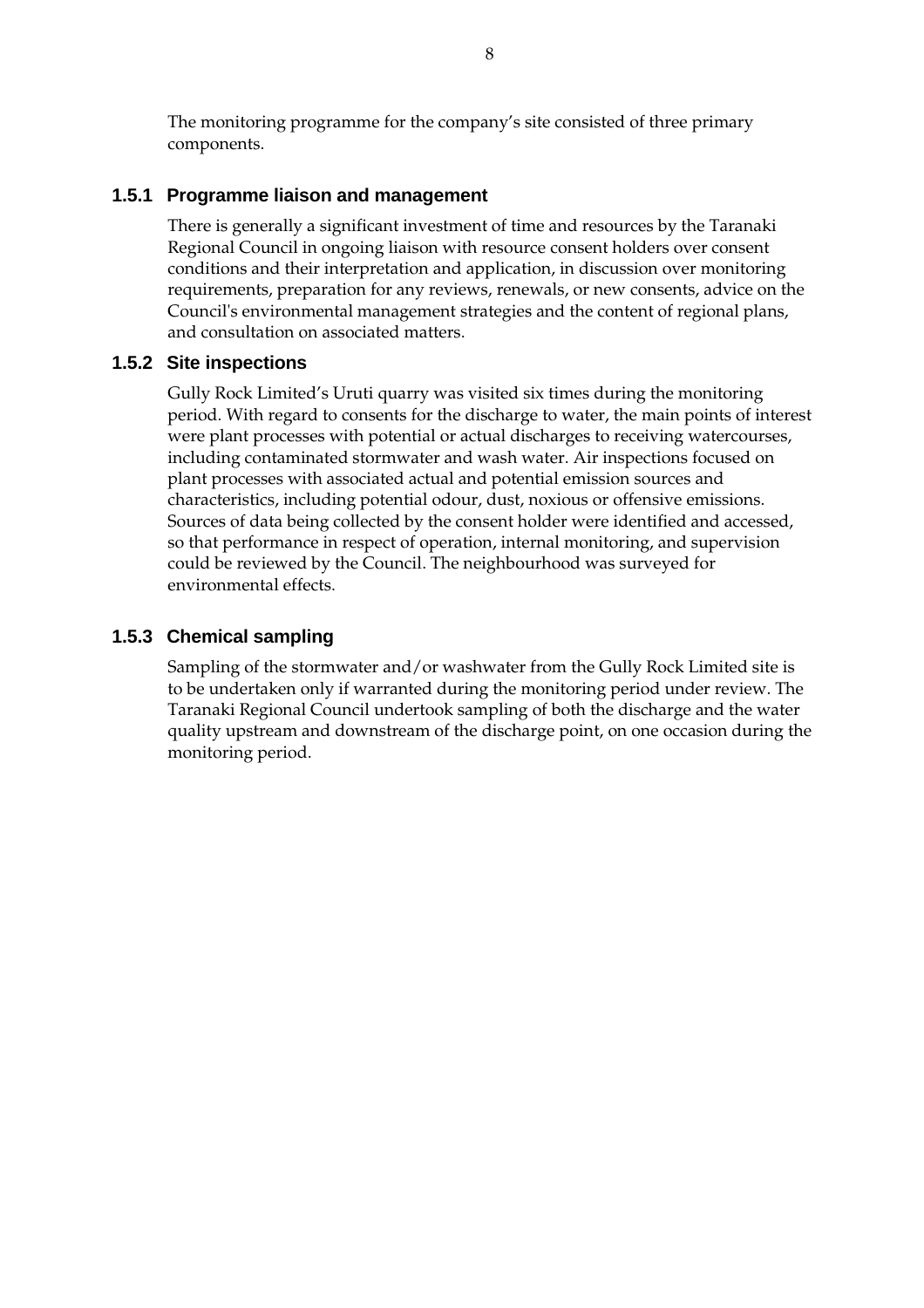The monitoring programme for the company's site consisted of three primary components.

### 1.5.1 Programme liaison and management

There is generally a significant investment of time and resources by the Taranaki Regional Council in ongoing liaison with resource consent holders over consent conditions and their interpretation and application, in discussion over monitoring requirements, preparation for any reviews, renewals, or new consents, advice on the Council's environmental management strategies and the content of regional plans, and consultation on associated matters.

### 1.5.2 Site inspections

Gully Rock Limited's Uruti quarry was visited six times during the monitoring period. With regard to consents for the discharge to water, the main points of interest were plant processes with potential or actual discharges to receiving watercourses, including contaminated stormwater and wash water. Air inspections focused on plant processes with associated actual and potential emission sources and characteristics, including potential odour, dust, noxious or offensive emissions. Sources of data being collected by the consent holder were identified and accessed, so that performance in respect of operation, internal monitoring, and supervision could be reviewed by the Council. The neighbourhood was surveyed for environmental effects.

### 1.5.3 Chemical sampling

Sampling of the stormwater and/or washwater from the Gully Rock Limited site is to be undertaken only if warranted during the monitoring period under review. The Taranaki Regional Council undertook sampling of both the discharge and the water quality upstream and downstream of the discharge point, on one occasion during the monitoring period.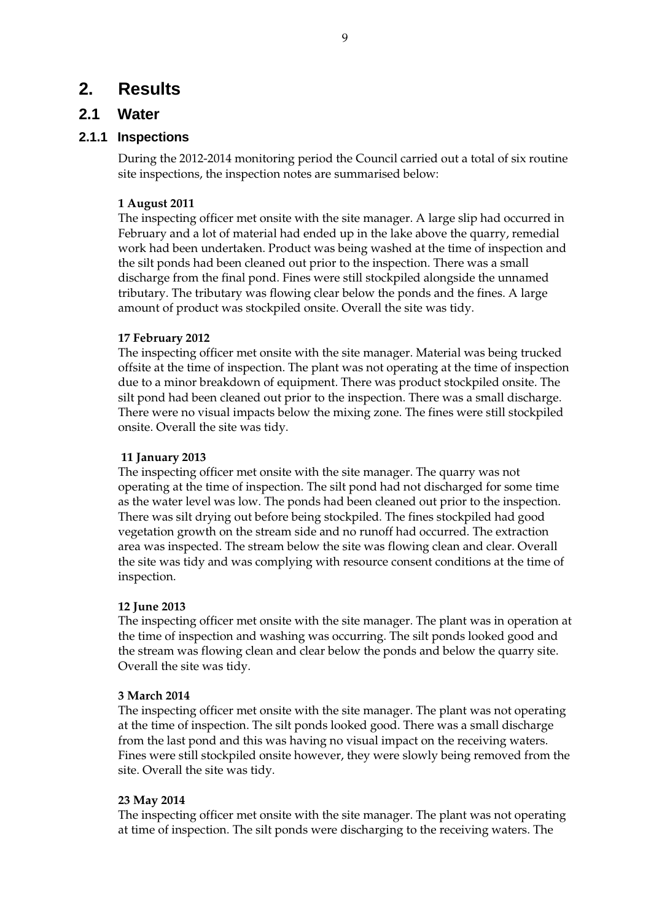# 2. Results

## 2.1 Water

### 2.1.1 Inspections

During the 2012-2014 monitoring period the Council carried out a total of six routine site inspections, the inspection notes are summarised below:

**1 August 2011**

The inspecting officer met onsite with the site manager. A large slip had occurred in February and a lot of material had ended up in the lake above the quarry, remedial work had been undertaken. Product was being washed at the time of inspection and the silt ponds had been cleaned out prior to the inspection. There was a small discharge from the final pond. Fines were still stockpiled alongside the unnamed tributary. The tributary was flowing clear below the ponds and the fines. A large amount of product was stockpiled onsite. Overall the site was tidy.

**17 February 2012**

The inspecting officer met onsite with the site manager. Material was being trucked offsite at the time of inspection. The plant was not operating at the time of inspection due to a minor breakdown of equipment. There was product stockpiled onsite. The silt pond had been cleaned out prior to the inspection. There was a small discharge. There were no visual impacts below the mixing zone. The fines were still stockpiled onsite. Overall the site was tidy.

**11 January 2013**

The inspecting officer met onsite with the site manager. The quarry was not operating at the time of inspection. The silt pond had not discharged for some time as the water level was low. The ponds had been cleaned out prior to the inspection. There was silt drying out before being stockpiled. The fines stockpiled had good vegetation growth on the stream side and no runoff had occurred. The extraction area was inspected. The stream below the site was flowing clean and clear. Overall the site was tidy and was complying with resource consent conditions at the time of inspection.

**12 June 2013**

The inspecting officer met onsite with the site manager. The plant was in operation at the time of inspection and washing was occurring. The silt ponds looked good and the stream was flowing clean and clear below the ponds and below the quarry site. Overall the site was tidy.

**3 March 2014**

The inspecting officer met onsite with the site manager. The plant was not operating at the time of inspection. The silt ponds looked good. There was a small discharge from the last pond and this was having no visual impact on the receiving waters. Fines were still stockpiled onsite however, they were slowly being removed from the site. Overall the site was tidy.

**23 May 2014**

The inspecting officer met onsite with the site manager. The plant was not operating at time of inspection. The silt ponds were discharging to the receiving waters. The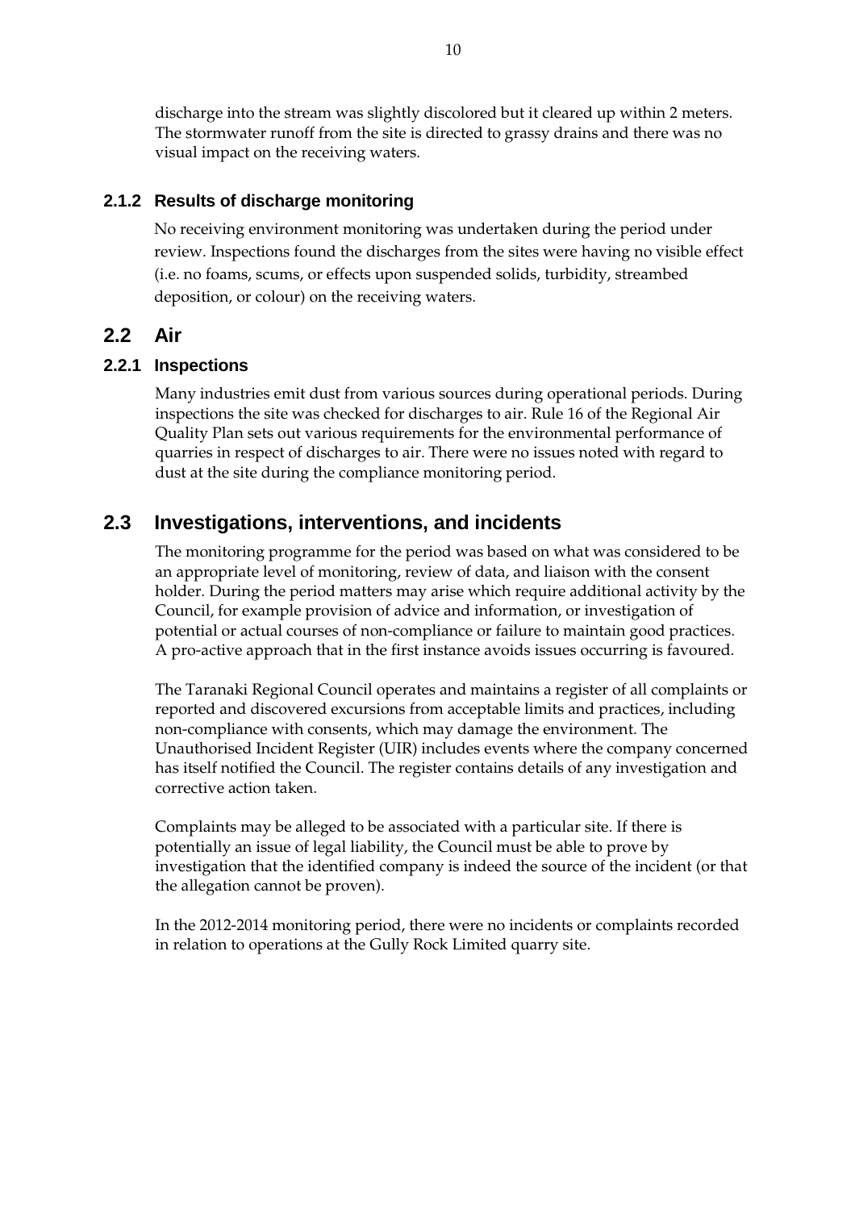discharge into the stream was slightly discolored but it cleared up within 2 meters. The stormwater runoff from the site is directed to grassy drains and there was no visual impact on the receiving waters.

### 2.1.2 Results of discharge monitoring

No receiving environment monitoring was undertaken during the period under review. Inspections found the discharges from the sites were having no visible effect (i.e. no foams, scums, or effects upon suspended solids, turbidity, streambed deposition, or colour) on the receiving waters.

## 2.2 Air

### 2.2.1 Inspections

Many industries emit dust from various sources during operational periods. During inspections the site was checked for discharges to air. Rule 16 of the Regional Air Quality Plan sets out various requirements for the environmental performance of quarries in respect of discharges to air. There were no issues noted with regard to dust at the site during the compliance monitoring period.

## 2.3 Investigations, interventions, and incidents

The monitoring programme for the period was based on what was considered to be an appropriate level of monitoring, review of data, and liaison with the consent holder. During the period matters may arise which require additional activity by the Council, for example provision of advice and information, or investigation of potential or actual courses of non-compliance or failure to maintain good practices. A pro-active approach that in the first instance avoids issues occurring is favoured.

The Taranaki Regional Council operates and maintains a register of all complaints or reported and discovered excursions from acceptable limits and practices, including non-compliance with consents, which may damage the environment. The Unauthorised Incident Register (UIR) includes events where the company concerned has itself notified the Council. The register contains details of any investigation and corrective action taken.

Complaints may be alleged to be associated with a particular site. If there is potentially an issue of legal liability, the Council must be able to prove by investigation that the identified company is indeed the source of the incident (or that the allegation cannot be proven).

In the 2012-2014 monitoring period, there were no incidents or complaints recorded in relation to operations at the Gully Rock Limited quarry site.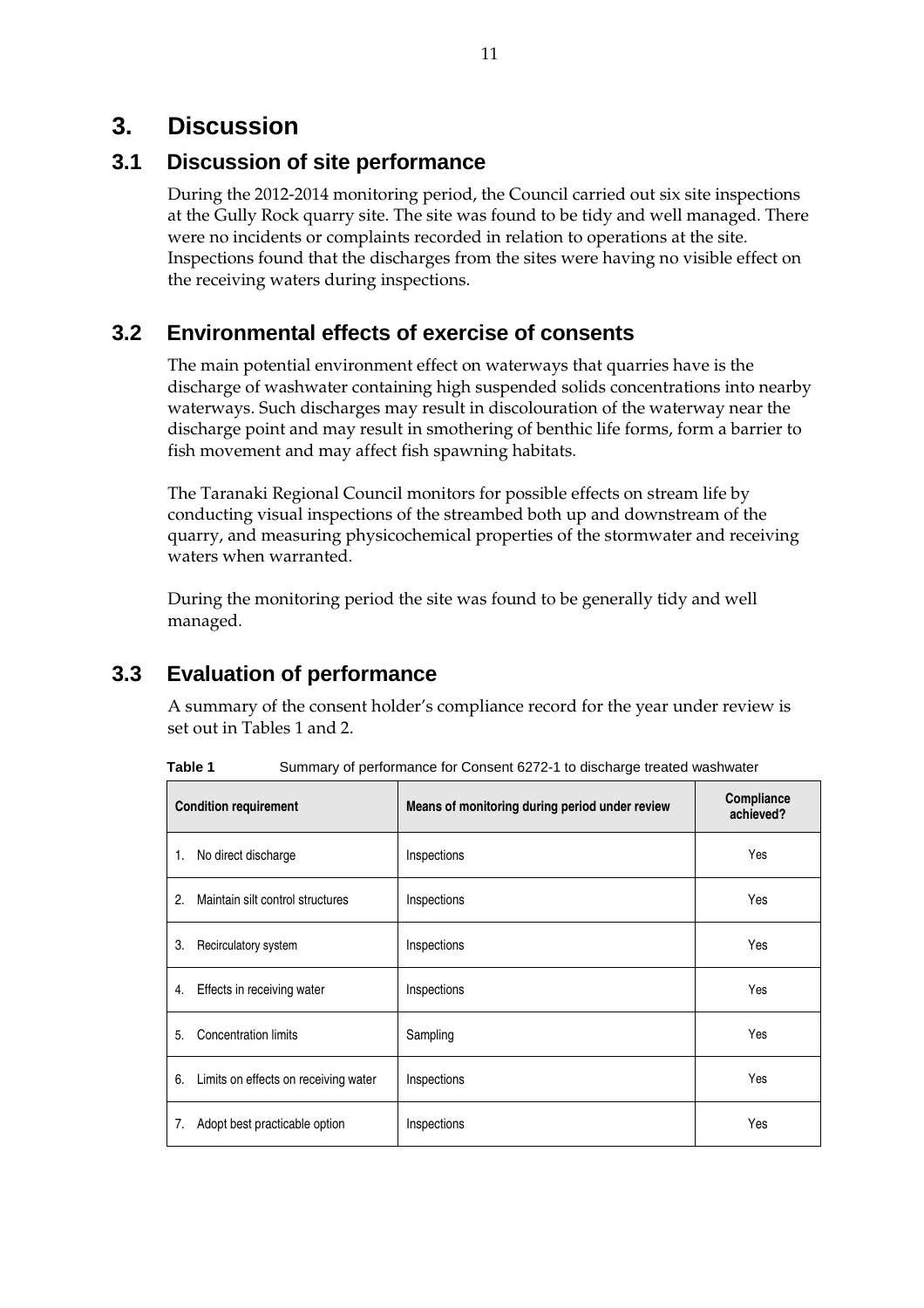# 3. Discussion

## 3.1 Discussion of site performance

During the 2012-2014 monitoring period, the Council carried out six site inspections at the Gully Rock quarry site. The site was found to be tidy and well managed. There were no incidents or complaints recorded in relation to operations at the site. Inspections found that the discharges from the sites were having no visible effect on the receiving waters during inspections.

## 3.2 Environmental effects of exercise of consents

The main potential environment effect on waterways that quarries have is the discharge of washwater containing high suspended solids concentrations into nearby waterways. Such discharges may result in discolouration of the waterway near the discharge point and may result in smothering of benthic life forms, form a barrier to fish movement and may affect fish spawning habitats.

The Taranaki Regional Council monitors for possible effects on stream life by conducting visual inspections of the streambed both up and downstream of the quarry, and measuring physicochemical properties of the stormwater and receiving waters when warranted.

During the monitoring period the site was found to be generally tidy and well managed.

## 3.3 Evaluation of performance

A summary of the consent holder's compliance record for the year under review is set out in Tables 1 and 2.

**Table 1** Summary of performance for Consent 6272-1 to discharge treated washwater

| Condition requirement | Means of monitoring during period under review | Compliance achieved? |
|---|---|---|
| 1. No direct discharge | Inspections | Yes |
| 2. Maintain silt control structures | Inspections | Yes |
| 3. Recirculatory system | Inspections | Yes |
| 4. Effects in receiving water | Inspections | Yes |
| 5. Concentration limits | Sampling | Yes |
| 6. Limits on effects on receiving water | Inspections | Yes |
| 7. Adopt best practicable option | Inspections | Yes |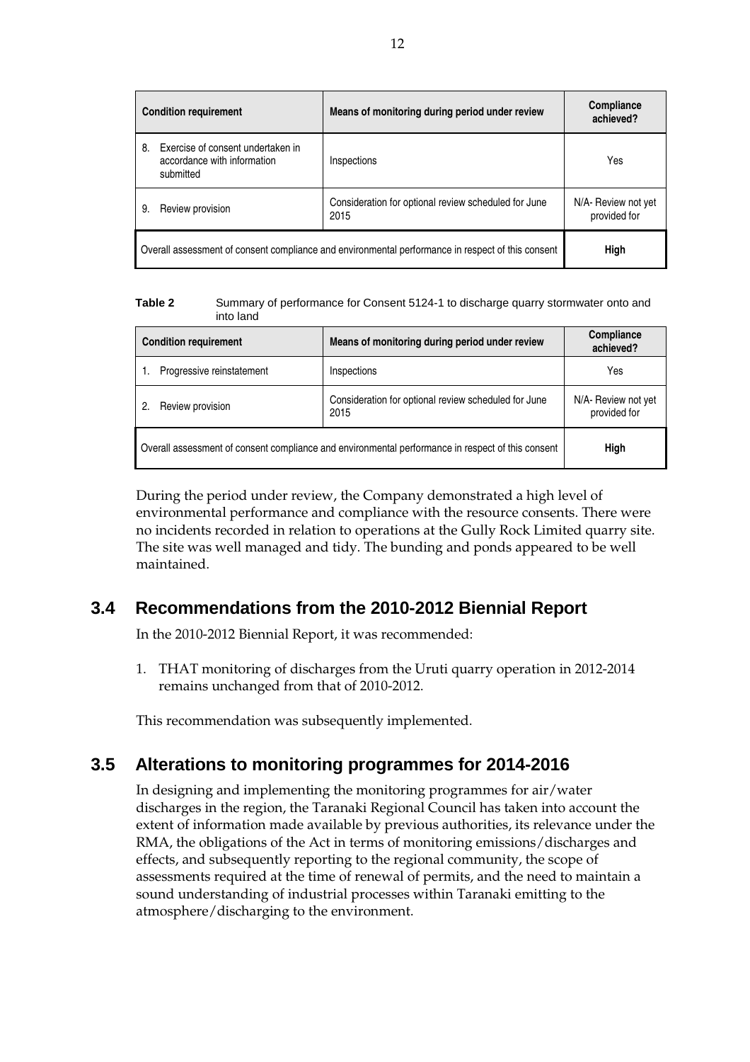| Condition requirement | Means of monitoring during period under review | Compliance achieved? |
|---|---|---|
| 8. Exercise of consent undertaken in accordance with information submitted | Inspections | Yes |
| 9. Review provision | Consideration for optional review scheduled for June 2015 | N/A- Review not yet provided for |
| Overall assessment of consent compliance and environmental performance in respect of this consent | | **High** |

**Table 2** Summary of performance for Consent 5124-1 to discharge quarry stormwater onto and into land

| Condition requirement | Means of monitoring during period under review | Compliance achieved? |
|---|---|---|
| 1. Progressive reinstatement | Inspections | Yes |
| 2. Review provision | Consideration for optional review scheduled for June 2015 | N/A- Review not yet provided for |
| Overall assessment of consent compliance and environmental performance in respect of this consent | | **High** |

During the period under review, the Company demonstrated a high level of environmental performance and compliance with the resource consents. There were no incidents recorded in relation to operations at the Gully Rock Limited quarry site. The site was well managed and tidy. The bunding and ponds appeared to be well maintained.

## 3.4 Recommendations from the 2010-2012 Biennial Report

In the 2010-2012 Biennial Report, it was recommended:

1. THAT monitoring of discharges from the Uruti quarry operation in 2012-2014 remains unchanged from that of 2010-2012.

This recommendation was subsequently implemented.

## 3.5 Alterations to monitoring programmes for 2014-2016

In designing and implementing the monitoring programmes for air/water discharges in the region, the Taranaki Regional Council has taken into account the extent of information made available by previous authorities, its relevance under the RMA, the obligations of the Act in terms of monitoring emissions/discharges and effects, and subsequently reporting to the regional community, the scope of assessments required at the time of renewal of permits, and the need to maintain a sound understanding of industrial processes within Taranaki emitting to the atmosphere/discharging to the environment.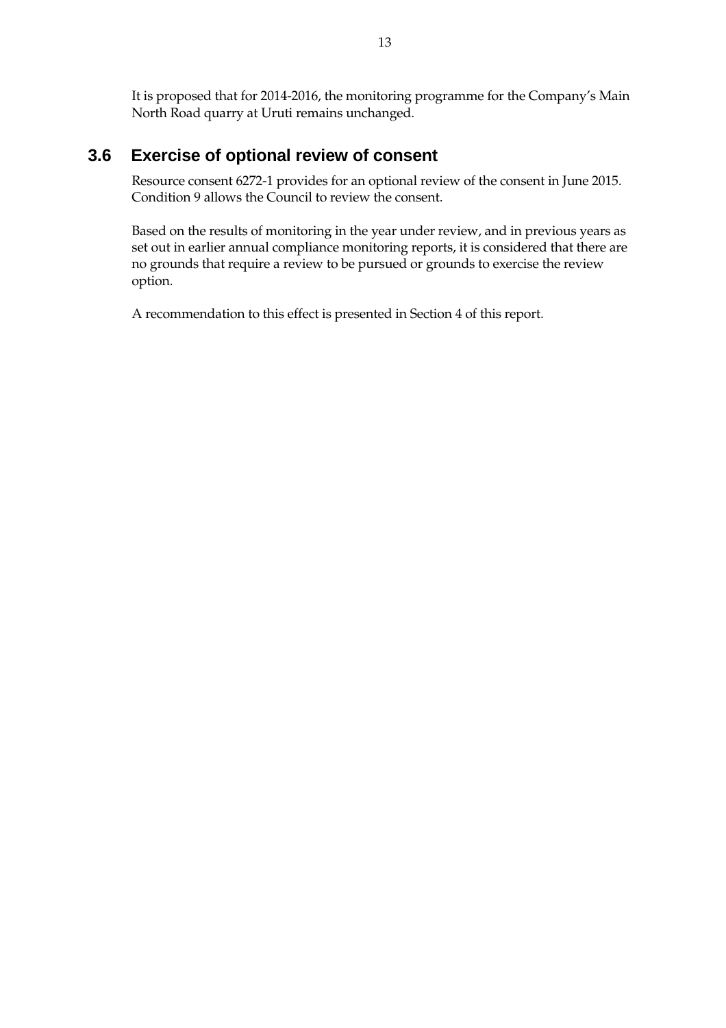It is proposed that for 2014-2016, the monitoring programme for the Company's Main North Road quarry at Uruti remains unchanged.

## 3.6 Exercise of optional review of consent

Resource consent 6272-1 provides for an optional review of the consent in June 2015. Condition 9 allows the Council to review the consent.

Based on the results of monitoring in the year under review, and in previous years as set out in earlier annual compliance monitoring reports, it is considered that there are no grounds that require a review to be pursued or grounds to exercise the review option.

A recommendation to this effect is presented in Section 4 of this report.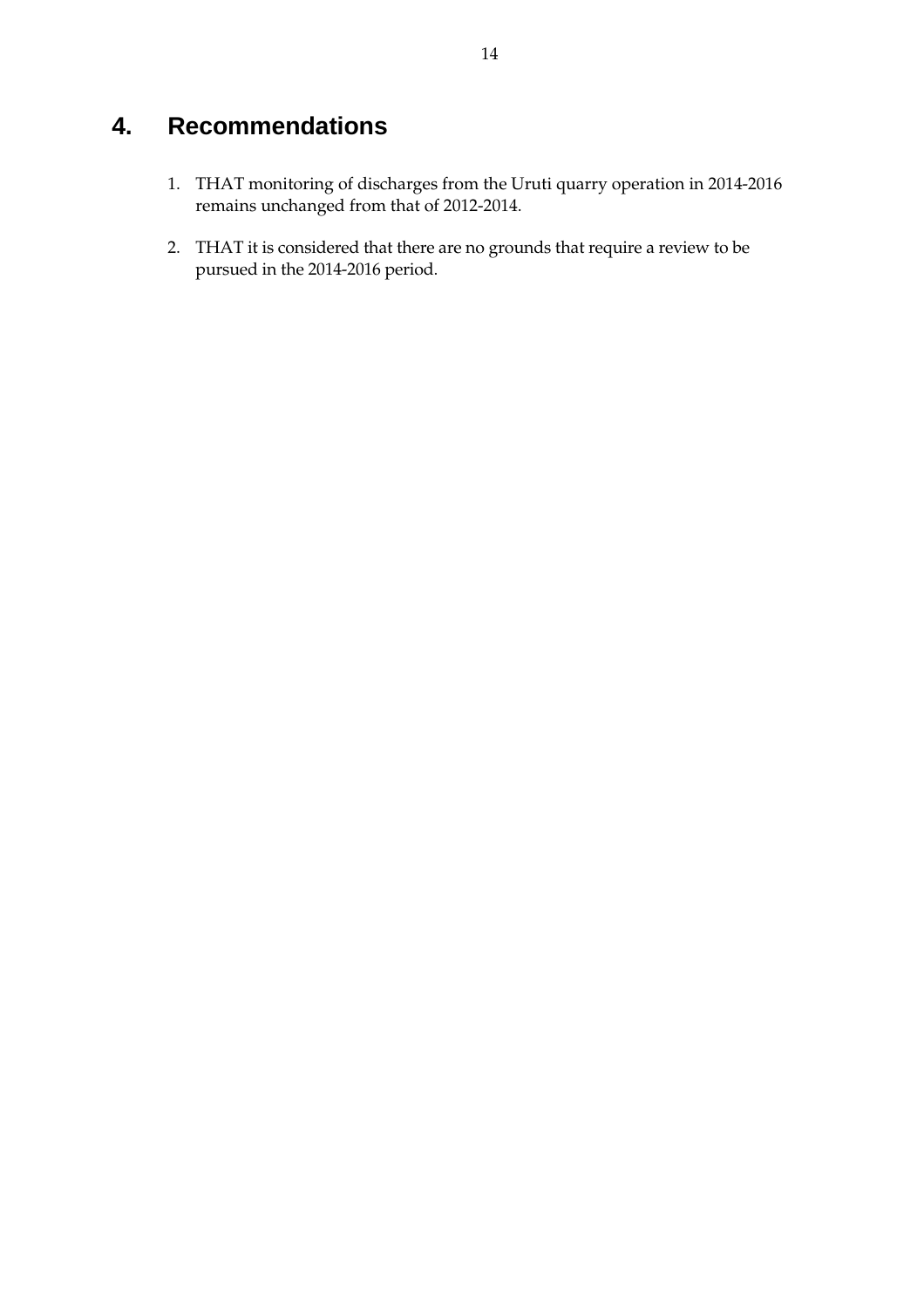# 4. Recommendations

1. THAT monitoring of discharges from the Uruti quarry operation in 2014-2016 remains unchanged from that of 2012-2014.

2. THAT it is considered that there are no grounds that require a review to be pursued in the 2014-2016 period.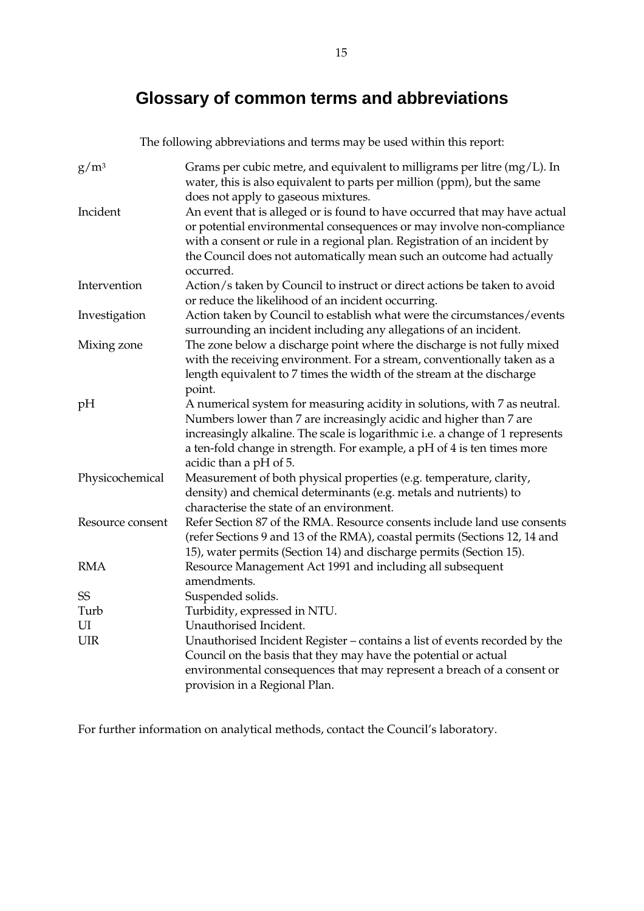# Glossary of common terms and abbreviations

The following abbreviations and terms may be used within this report:

| | |
|---|---|
| $g/m^3$ | Grams per cubic metre, and equivalent to milligrams per litre (mg/L). In water, this is also equivalent to parts per million (ppm), but the same does not apply to gaseous mixtures. |
| Incident | An event that is alleged or is found to have occurred that may have actual or potential environmental consequences or may involve non-compliance with a consent or rule in a regional plan. Registration of an incident by the Council does not automatically mean such an outcome had actually occurred. |
| Intervention | Action/s taken by Council to instruct or direct actions be taken to avoid or reduce the likelihood of an incident occurring. |
| Investigation | Action taken by Council to establish what were the circumstances/events surrounding an incident including any allegations of an incident. |
| Mixing zone | The zone below a discharge point where the discharge is not fully mixed with the receiving environment. For a stream, conventionally taken as a length equivalent to 7 times the width of the stream at the discharge point. |
| pH | A numerical system for measuring acidity in solutions, with 7 as neutral. Numbers lower than 7 are increasingly acidic and higher than 7 are increasingly alkaline. The scale is logarithmic i.e. a change of 1 represents a ten-fold change in strength. For example, a pH of 4 is ten times more acidic than a pH of 5. |
| Physicochemical | Measurement of both physical properties (e.g. temperature, clarity, density) and chemical determinants (e.g. metals and nutrients) to characterise the state of an environment. |
| Resource consent | Refer Section 87 of the RMA. Resource consents include land use consents (refer Sections 9 and 13 of the RMA), coastal permits (Sections 12, 14 and 15), water permits (Section 14) and discharge permits (Section 15). |
| RMA | Resource Management Act 1991 and including all subsequent amendments. |
| SS | Suspended solids. |
| Turb | Turbidity, expressed in NTU. |
| UI | Unauthorised Incident. |
| UIR | Unauthorised Incident Register – contains a list of events recorded by the Council on the basis that they may have the potential or actual environmental consequences that may represent a breach of a consent or provision in a Regional Plan. |

For further information on analytical methods, contact the Council's laboratory.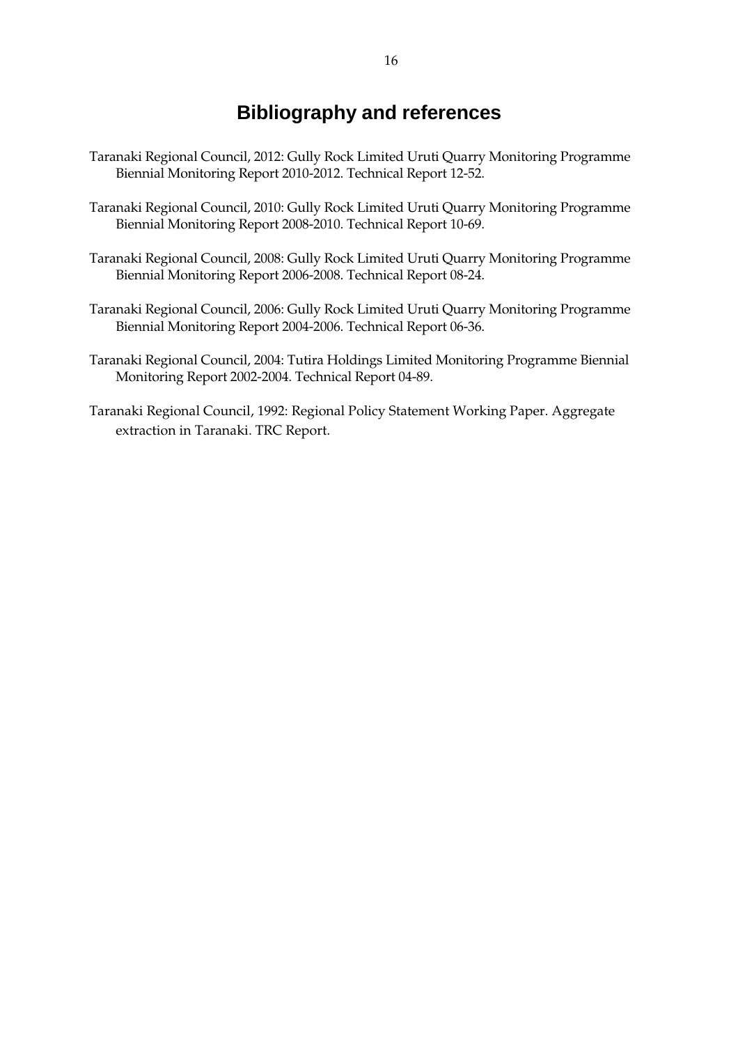# Bibliography and references

Taranaki Regional Council, 2012: Gully Rock Limited Uruti Quarry Monitoring Programme Biennial Monitoring Report 2010-2012. Technical Report 12-52.

Taranaki Regional Council, 2010: Gully Rock Limited Uruti Quarry Monitoring Programme Biennial Monitoring Report 2008-2010. Technical Report 10-69.

Taranaki Regional Council, 2008: Gully Rock Limited Uruti Quarry Monitoring Programme Biennial Monitoring Report 2006-2008. Technical Report 08-24.

Taranaki Regional Council, 2006: Gully Rock Limited Uruti Quarry Monitoring Programme Biennial Monitoring Report 2004-2006. Technical Report 06-36.

Taranaki Regional Council, 2004: Tutira Holdings Limited Monitoring Programme Biennial Monitoring Report 2002-2004. Technical Report 04-89.

Taranaki Regional Council, 1992: Regional Policy Statement Working Paper. Aggregate extraction in Taranaki. TRC Report.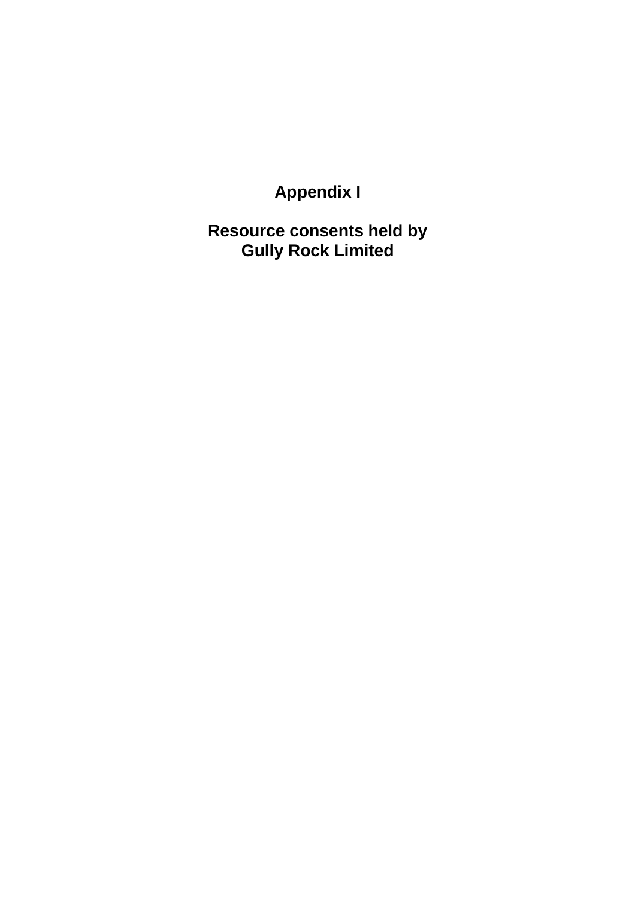# Appendix I

# Resource consents held by Gully Rock Limited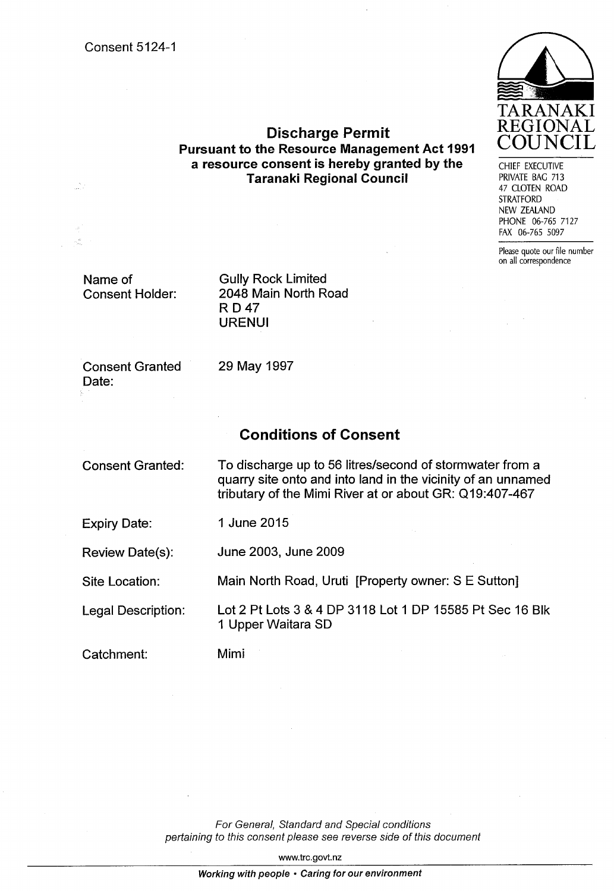Consent 5124-1

TARANAKI REGIONAL COUNCIL

CHIEF EXECUTIVE
PRIVATE BAG 713
47 CLOTEN ROAD
STRATFORD
NEW ZEALAND
PHONE 06-765 7127
FAX 06-765 5097

Please quote our file number on all correspondence

## Discharge Permit

**Pursuant to the Resource Management Act 1991 a resource consent is hereby granted by the Taranaki Regional Council**

| | |
|---|---|
| Name of Consent Holder: | Gully Rock Limited<br>2048 Main North Road<br>R D 47<br>URENUI |
| Consent Granted Date: | 29 May 1997 |

## Conditions of Consent

| | |
|---|---|
| Consent Granted: | To discharge up to 56 litres/second of stormwater from a quarry site onto and into land in the vicinity of an unnamed tributary of the Mimi River at or about GR: Q19:407-467 |
| Expiry Date: | 1 June 2015 |
| Review Date(s): | June 2003, June 2009 |
| Site Location: | Main North Road, Uruti [Property owner: S E Sutton] |
| Legal Description: | Lot 2 Pt Lots 3 & 4 DP 3118 Lot 1 DP 15585 Pt Sec 16 Blk 1 Upper Waitara SD |
| Catchment: | Mimi |

*For General, Standard and Special conditions pertaining to this consent please see reverse side of this document*

www.trc.govt.nz

***Working with people • Caring for our environment***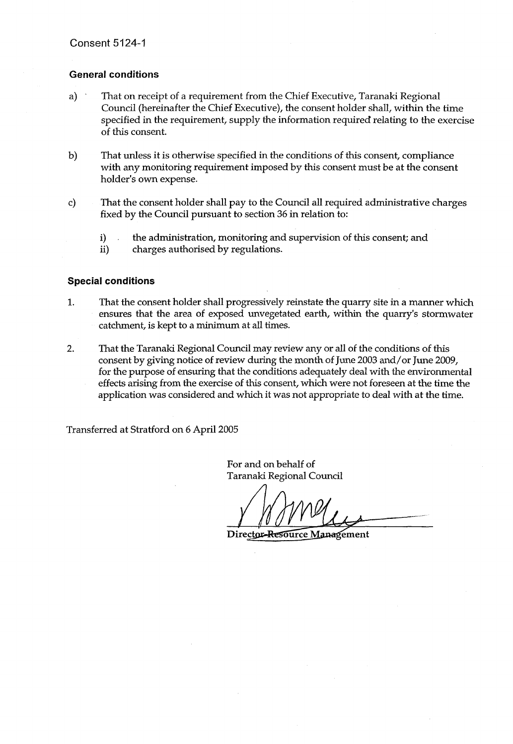Consent 5124-1

## General conditions

a) That on receipt of a requirement from the Chief Executive, Taranaki Regional Council (hereinafter the Chief Executive), the consent holder shall, within the time specified in the requirement, supply the information required relating to the exercise of this consent.

b) That unless it is otherwise specified in the conditions of this consent, compliance with any monitoring requirement imposed by this consent must be at the consent holder's own expense.

c) That the consent holder shall pay to the Council all required administrative charges fixed by the Council pursuant to section 36 in relation to:

   i) the administration, monitoring and supervision of this consent; and
   ii) charges authorised by regulations.

## Special conditions

1. That the consent holder shall progressively reinstate the quarry site in a manner which ensures that the area of exposed unvegetated earth, within the quarry's stormwater catchment, is kept to a minimum at all times.

2. That the Taranaki Regional Council may review any or all of the conditions of this consent by giving notice of review during the month of June 2003 and/or June 2009, for the purpose of ensuring that the conditions adequately deal with the environmental effects arising from the exercise of this consent, which were not foreseen at the time the application was considered and which it was not appropriate to deal with at the time.

Transferred at Stratford on 6 April 2005

For and on behalf of
Taranaki Regional Council

Director-Resource Management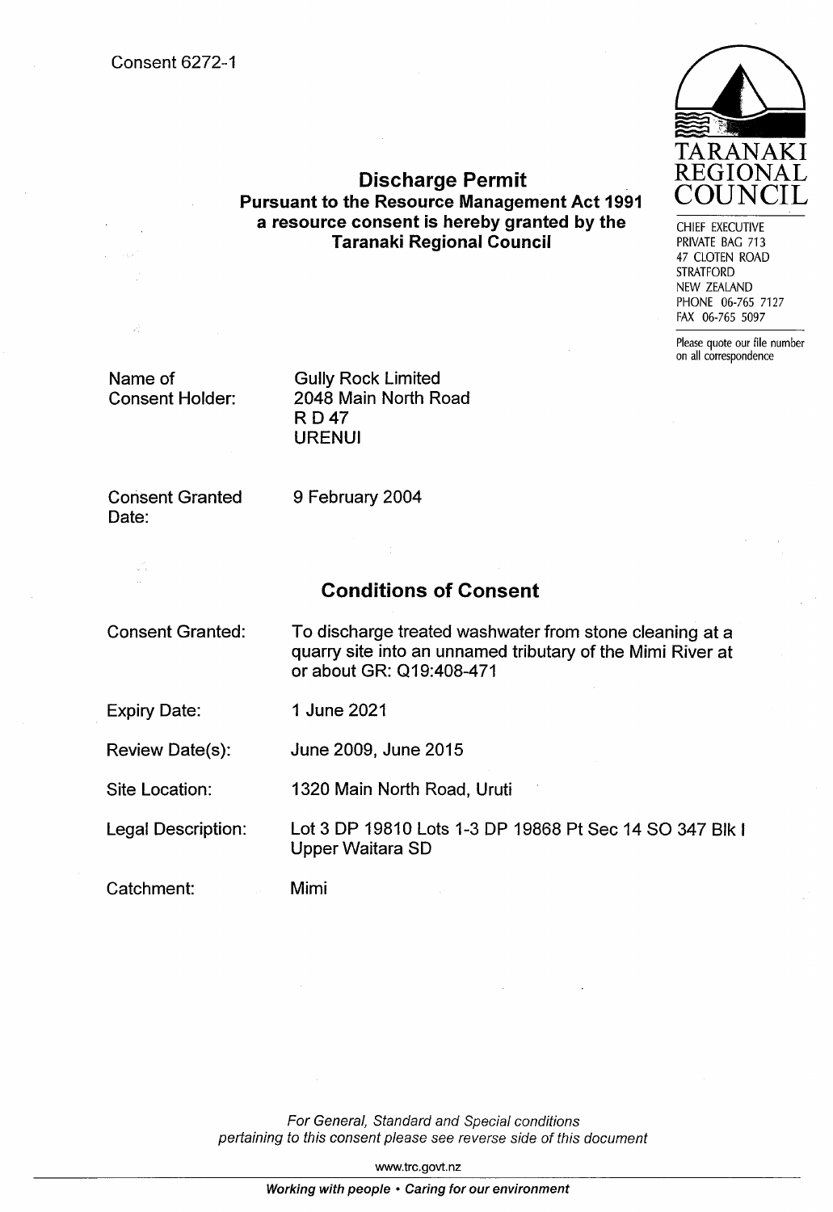Consent 6272-1

TARANAKI REGIONAL COUNCIL

CHIEF EXECUTIVE
PRIVATE BAG 713
47 CLOTEN ROAD
STRATFORD
NEW ZEALAND
PHONE 06-765 7127
FAX 06-765 5097

Please quote our file number on all correspondence

## Discharge Permit

**Pursuant to the Resource Management Act 1991 a resource consent is hereby granted by the Taranaki Regional Council**

| | |
|---|---|
| Name of Consent Holder: | Gully Rock Limited<br>2048 Main North Road<br>R D 47<br>URENUI |
| Consent Granted Date: | 9 February 2004 |

## Conditions of Consent

| | |
|---|---|
| Consent Granted: | To discharge treated washwater from stone cleaning at a quarry site into an unnamed tributary of the Mimi River at or about GR: Q19:408-471 |
| Expiry Date: | 1 June 2021 |
| Review Date(s): | June 2009, June 2015 |
| Site Location: | 1320 Main North Road, Uruti |
| Legal Description: | Lot 3 DP 19810 Lots 1-3 DP 19868 Pt Sec 14 SO 347 Blk I Upper Waitara SD |
| Catchment: | Mimi |

*For General, Standard and Special conditions pertaining to this consent please see reverse side of this document*

www.trc.govt.nz

***Working with people • Caring for our environment***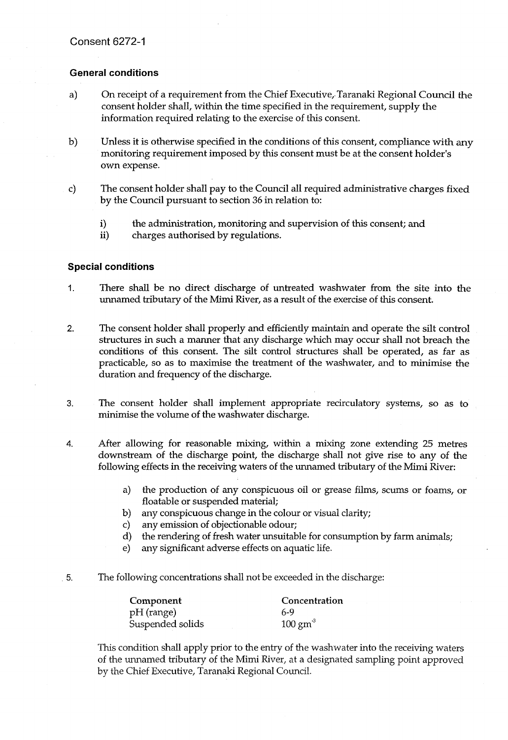Consent 6272-1

### General conditions

a) On receipt of a requirement from the Chief Executive, Taranaki Regional Council the consent holder shall, within the time specified in the requirement, supply the information required relating to the exercise of this consent.

b) Unless it is otherwise specified in the conditions of this consent, compliance with any monitoring requirement imposed by this consent must be at the consent holder's own expense.

c) The consent holder shall pay to the Council all required administrative charges fixed by the Council pursuant to section 36 in relation to:

   i) the administration, monitoring and supervision of this consent; and
   ii) charges authorised by regulations.

### Special conditions

1. There shall be no direct discharge of untreated washwater from the site into the unnamed tributary of the Mimi River, as a result of the exercise of this consent.

2. The consent holder shall properly and efficiently maintain and operate the silt control structures in such a manner that any discharge which may occur shall not breach the conditions of this consent. The silt control structures shall be operated, as far as practicable, so as to maximise the treatment of the washwater, and to minimise the duration and frequency of the discharge.

3. The consent holder shall implement appropriate recirculatory systems, so as to minimise the volume of the washwater discharge.

4. After allowing for reasonable mixing, within a mixing zone extending 25 metres downstream of the discharge point, the discharge shall not give rise to any of the following effects in the receiving waters of the unnamed tributary of the Mimi River:

   a) the production of any conspicuous oil or grease films, scums or foams, or floatable or suspended material;
   b) any conspicuous change in the colour or visual clarity;
   c) any emission of objectionable odour;
   d) the rendering of fresh water unsuitable for consumption by farm animals;
   e) any significant adverse effects on aquatic life.

5. The following concentrations shall not be exceeded in the discharge:

| Component | Concentration |
|---|---|
| pH (range) | 6-9 |
| Suspended solids | 100 $gm^{-3}$ |

This condition shall apply prior to the entry of the washwater into the receiving waters of the unnamed tributary of the Mimi River, at a designated sampling point approved by the Chief Executive, Taranaki Regional Council.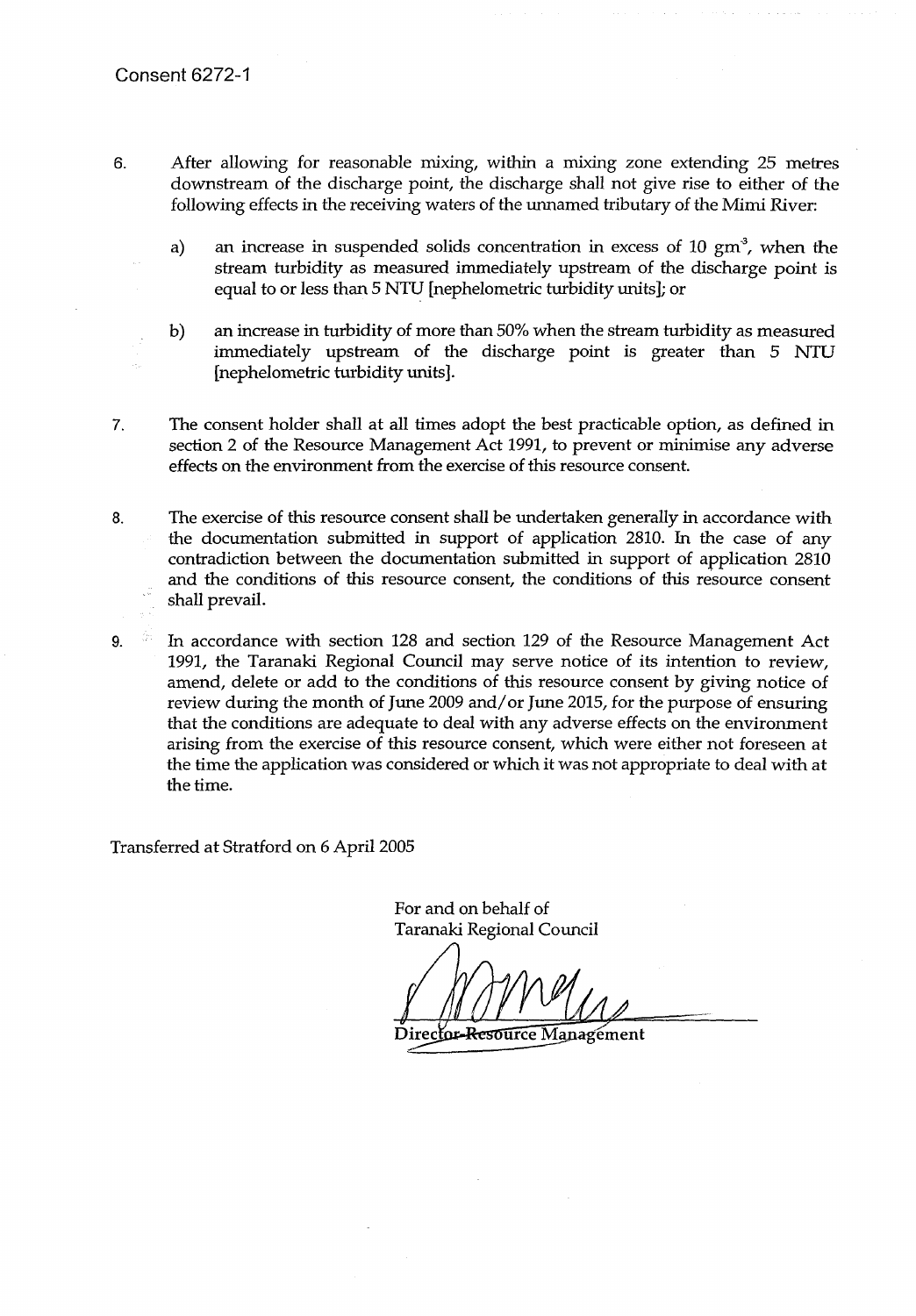Consent 6272-1

6. After allowing for reasonable mixing, within a mixing zone extending 25 metres downstream of the discharge point, the discharge shall not give rise to either of the following effects in the receiving waters of the unnamed tributary of the Mimi River:

   a) an increase in suspended solids concentration in excess of 10 $gm^{-3}$, when the stream turbidity as measured immediately upstream of the discharge point is equal to or less than 5 NTU [nephelometric turbidity units]; or

   b) an increase in turbidity of more than 50% when the stream turbidity as measured immediately upstream of the discharge point is greater than 5 NTU [nephelometric turbidity units].

7. The consent holder shall at all times adopt the best practicable option, as defined in section 2 of the Resource Management Act 1991, to prevent or minimise any adverse effects on the environment from the exercise of this resource consent.

8. The exercise of this resource consent shall be undertaken generally in accordance with the documentation submitted in support of application 2810. In the case of any contradiction between the documentation submitted in support of application 2810 and the conditions of this resource consent, the conditions of this resource consent shall prevail.

9. In accordance with section 128 and section 129 of the Resource Management Act 1991, the Taranaki Regional Council may serve notice of its intention to review, amend, delete or add to the conditions of this resource consent by giving notice of review during the month of June 2009 and/or June 2015, for the purpose of ensuring that the conditions are adequate to deal with any adverse effects on the environment arising from the exercise of this resource consent, which were either not foreseen at the time the application was considered or which it was not appropriate to deal with at the time.

Transferred at Stratford on 6 April 2005

For and on behalf of
Taranaki Regional Council

Director-Resource Management